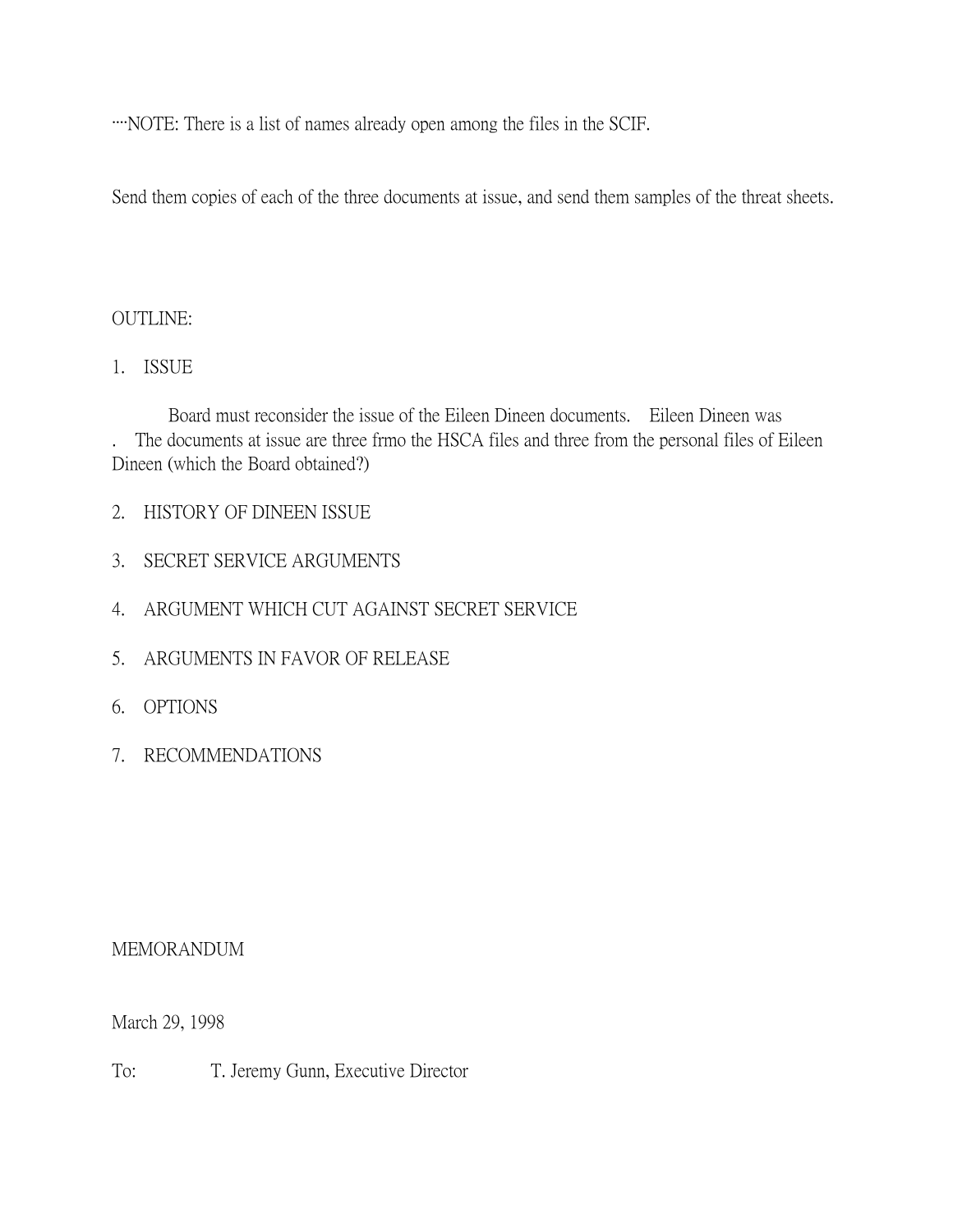····NOTE: There is a list of names already open among the files in the SCIF.

Send them copies of each of the three documents at issue, and send them samples of the threat sheets.

OUTLINE:

1. ISSUE

Board must reconsider the issue of the Eileen Dineen documents. Eileen Dineen was . The documents at issue are three frmo the HSCA files and three from the personal files of Eileen Dineen (which the Board obtained?)

2. HISTORY OF DINEEN ISSUE

3. SECRET SERVICE ARGUMENTS

4. ARGUMENT WHICH CUT AGAINST SECRET SERVICE

5. ARGUMENTS IN FAVOR OF RELEASE

6. OPTIONS

7. RECOMMENDATIONS

MEMORANDUM

March 29, 1998

To: T. Jeremy Gunn, Executive Director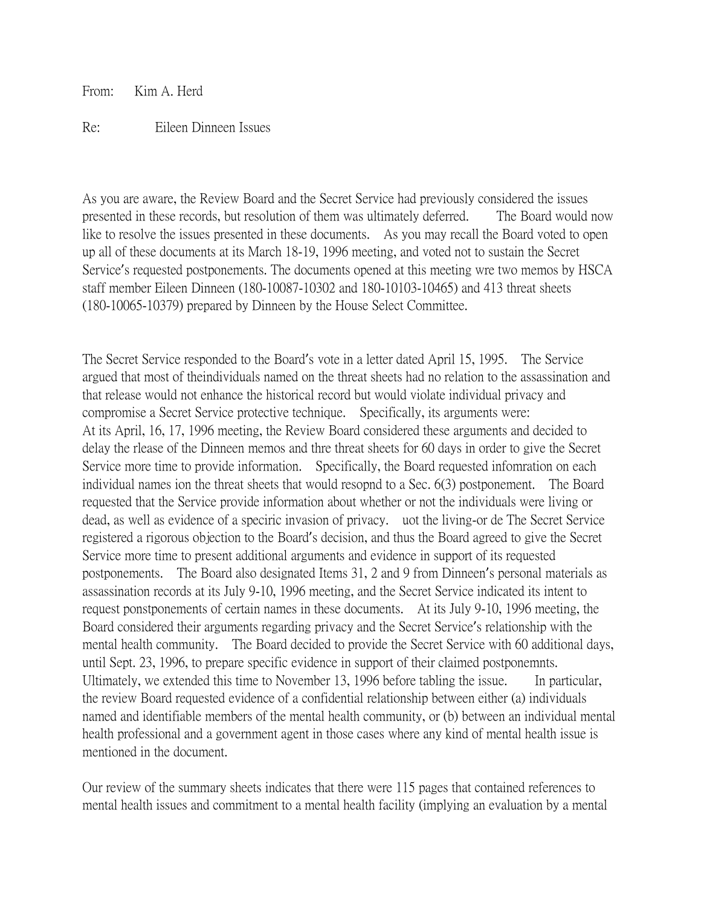From: Kim A. Herd

Re: Eileen Dinneen Issues

As you are aware, the Review Board and the Secret Service had previously considered the issues presented in these records, but resolution of them was ultimately deferred. The Board would now like to resolve the issues presented in these documents. As you may recall the Board voted to open up all of these documents at its March 18-19, 1996 meeting, and voted not to sustain the Secret Service's requested postponements. The documents opened at this meeting wre two memos by HSCA staff member Eileen Dinneen (180-10087-10302 and 180-10103-10465) and 413 threat sheets (180-10065-10379) prepared by Dinneen by the House Select Committee.

The Secret Service responded to the Board's vote in a letter dated April 15, 1995. The Service argued that most of theindividuals named on the threat sheets had no relation to the assassination and that release would not enhance the historical record but would violate individual privacy and compromise a Secret Service protective technique. Specifically, its arguments were:
At its April, 16, 17, 1996 meeting, the Review Board considered these arguments and decided to delay the rlease of the Dinneen memos and thre threat sheets for 60 days in order to give the Secret Service more time to provide information. Specifically, the Board requested infomration on each individual names ion the threat sheets that would resopnd to a Sec. 6(3) postponement. The Board requested that the Service provide information about whether or not the individuals were living or dead, as well as evidence of a speciric invasion of privacy. uot the living-or de The Secret Service registered a rigorous objection to the Board's decision, and thus the Board agreed to give the Secret Service more time to present additional arguments and evidence in support of its requested postponements. The Board also designated Items 31, 2 and 9 from Dinneen's personal materials as assassination records at its July 9-10, 1996 meeting, and the Secret Service indicated its intent to request ponstponements of certain names in these documents. At its July 9-10, 1996 meeting, the Board considered their arguments regarding privacy and the Secret Service's relationship with the mental health community. The Board decided to provide the Secret Service with 60 additional days, until Sept. 23, 1996, to prepare specific evidence in support of their claimed postponemnts. Ultimately, we extended this time to November 13, 1996 before tabling the issue. In particular, the review Board requested evidence of a confidential relationship between either (a) individuals named and identifiable members of the mental health community, or (b) between an individual mental health professional and a government agent in those cases where any kind of mental health issue is mentioned in the document.

Our review of the summary sheets indicates that there were 115 pages that contained references to mental health issues and commitment to a mental health facility (implying an evaluation by a mental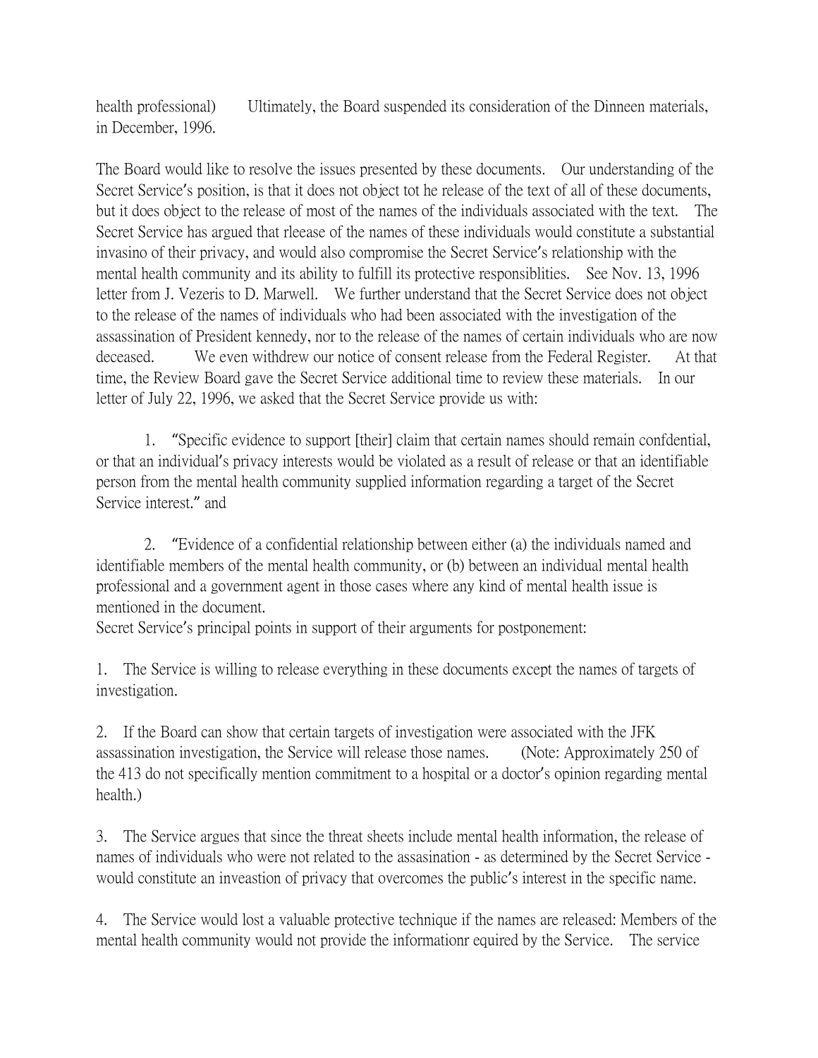health professional) Ultimately, the Board suspended its consideration of the Dinneen materials, in December, 1996.

The Board would like to resolve the issues presented by these documents. Our understanding of the Secret Service's position, is that it does not object tot he release of the text of all of these documents, but it does object to the release of most of the names of the individuals associated with the text. The Secret Service has argued that rleease of the names of these individuals would constitute a substantial invasino of their privacy, and would also compromise the Secret Service's relationship with the mental health community and its ability to fulfill its protective responsiblities. See Nov. 13, 1996 letter from J. Vezeris to D. Marwell. We further understand that the Secret Service does not object to the release of the names of individuals who had been associated with the investigation of the assassination of President kennedy, nor to the release of the names of certain individuals who are now deceased. We even withdrew our notice of consent release from the Federal Register. At that time, the Review Board gave the Secret Service additional time to review these materials. In our letter of July 22, 1996, we asked that the Secret Service provide us with:

1. "Specific evidence to support [their] claim that certain names should remain confdential, or that an individual's privacy interests would be violated as a result of release or that an identifiable person from the mental health community supplied information regarding a target of the Secret Service interest." and

2. "Evidence of a confidential relationship between either (a) the individuals named and identifiable members of the mental health community, or (b) between an individual mental health professional and a government agent in those cases where any kind of mental health issue is mentioned in the document.

Secret Service's principal points in support of their arguments for postponement:

1. The Service is willing to release everything in these documents except the names of targets of investigation.

2. If the Board can show that certain targets of investigation were associated with the JFK assassination investigation, the Service will release those names. (Note: Approximately 250 of the 413 do not specifically mention commitment to a hospital or a doctor's opinion regarding mental health.)

3. The Service argues that since the threat sheets include mental health information, the release of names of individuals who were not related to the assasination - as determined by the Secret Service - would constitute an inveastion of privacy that overcomes the public's interest in the specific name.

4. The Service would lost a valuable protective technique if the names are released: Members of the mental health community would not provide the informationr equired by the Service. The service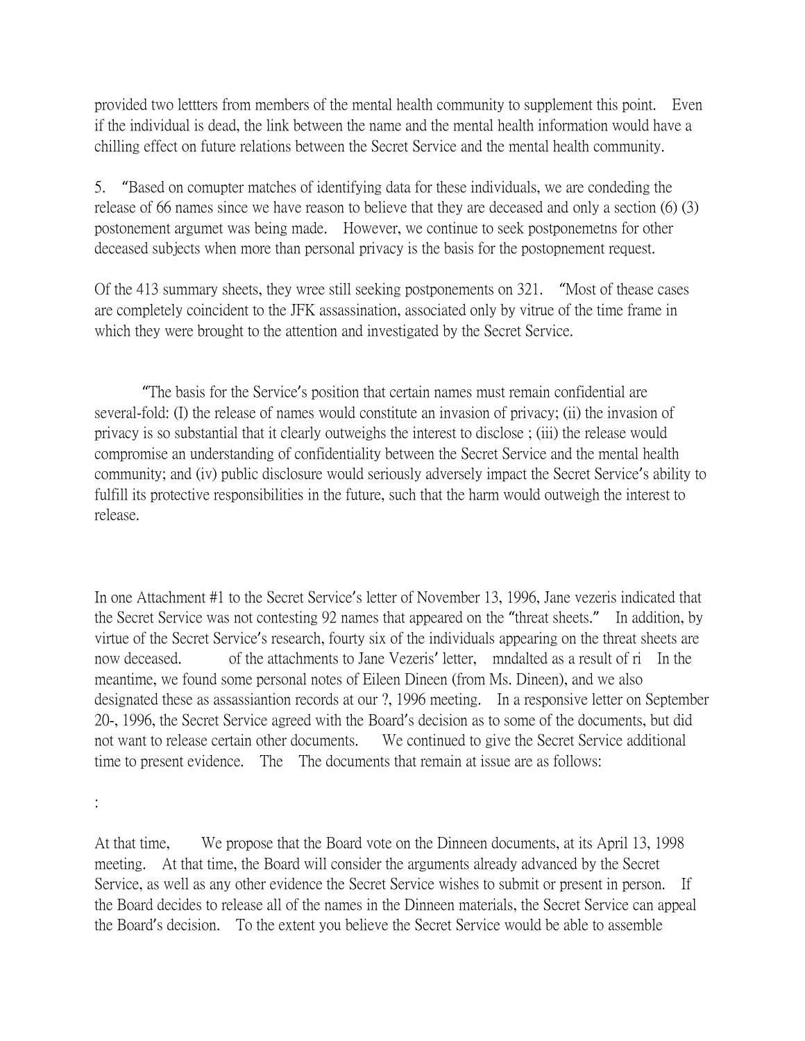provided two lettters from members of the mental health community to supplement this point. Even if the individual is dead, the link between the name and the mental health information would have a chilling effect on future relations between the Secret Service and the mental health community.

5. "Based on comupter matches of identifying data for these individuals, we are condeding the release of 66 names since we have reason to believe that they are deceased and only a section (6) (3) postonement argumet was being made. However, we continue to seek postponemetns for other deceased subjects when more than personal privacy is the basis for the postopnement request.

Of the 413 summary sheets, they wree still seeking postponements on 321. "Most of thease cases are completely coincident to the JFK assassination, associated only by vitrue of the time frame in which they were brought to the attention and investigated by the Secret Service.

"The basis for the Service's position that certain names must remain confidential are several-fold: (I) the release of names would constitute an invasion of privacy; (ii) the invasion of privacy is so substantial that it clearly outweighs the interest to disclose ; (iii) the release would compromise an understanding of confidentiality between the Secret Service and the mental health community; and (iv) public disclosure would seriously adversely impact the Secret Service's ability to fulfill its protective responsibilities in the future, such that the harm would outweigh the interest to release.

In one Attachment #1 to the Secret Service's letter of November 13, 1996, Jane vezeris indicated that the Secret Service was not contesting 92 names that appeared on the "threat sheets." In addition, by virtue of the Secret Service's research, fourty six of the individuals appearing on the threat sheets are now deceased. of the attachments to Jane Vezeris' letter, mndalted as a result of ri In the meantime, we found some personal notes of Eileen Dineen (from Ms. Dineen), and we also designated these as assassiantion records at our ?, 1996 meeting. In a responsive letter on September 20-, 1996, the Secret Service agreed with the Board's decision as to some of the documents, but did not want to release certain other documents. We continued to give the Secret Service additional time to present evidence. The The documents that remain at issue are as follows:

:

At that time, We propose that the Board vote on the Dinneen documents, at its April 13, 1998 meeting. At that time, the Board will consider the arguments already advanced by the Secret Service, as well as any other evidence the Secret Service wishes to submit or present in person. If the Board decides to release all of the names in the Dinneen materials, the Secret Service can appeal the Board's decision. To the extent you believe the Secret Service would be able to assemble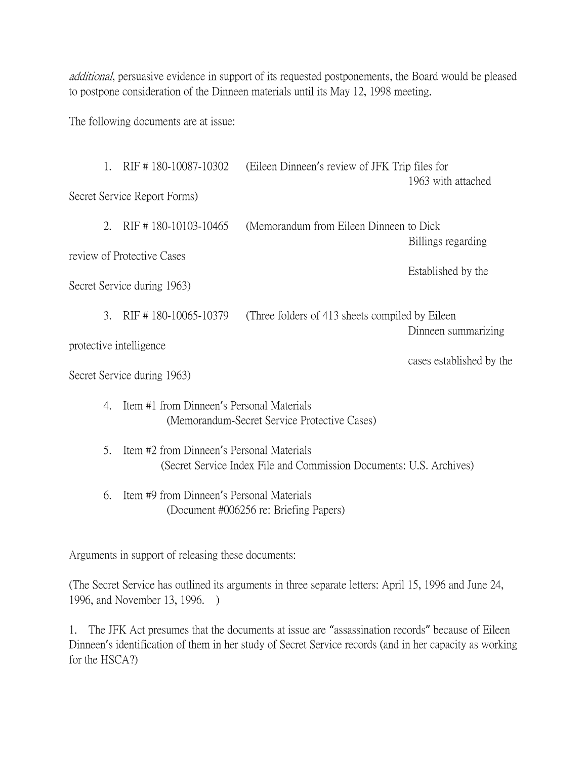*additional*, persuasive evidence in support of its requested postponements, the Board would be pleased to postpone consideration of the Dinneen materials until its May 12, 1998 meeting.

The following documents are at issue:

1. RIF # 180-10087-10302 (Eileen Dinneen's review of JFK Trip files for 1963 with attached Secret Service Report Forms)

2. RIF # 180-10103-10465 (Memorandum from Eileen Dinneen to Dick Billings regarding review of Protective Cases Established by the Secret Service during 1963)

3. RIF # 180-10065-10379 (Three folders of 413 sheets compiled by Eileen Dinneen summarizing protective intelligence cases established by the Secret Service during 1963)

4. Item #1 from Dinneen's Personal Materials (Memorandum-Secret Service Protective Cases)

5. Item #2 from Dinneen's Personal Materials (Secret Service Index File and Commission Documents: U.S. Archives)

6. Item #9 from Dinneen's Personal Materials (Document #006256 re: Briefing Papers)

Arguments in support of releasing these documents:

(The Secret Service has outlined its arguments in three separate letters: April 15, 1996 and June 24, 1996, and November 13, 1996. )

1. The JFK Act presumes that the documents at issue are "assassination records" because of Eileen Dinneen's identification of them in her study of Secret Service records (and in her capacity as working for the HSCA?)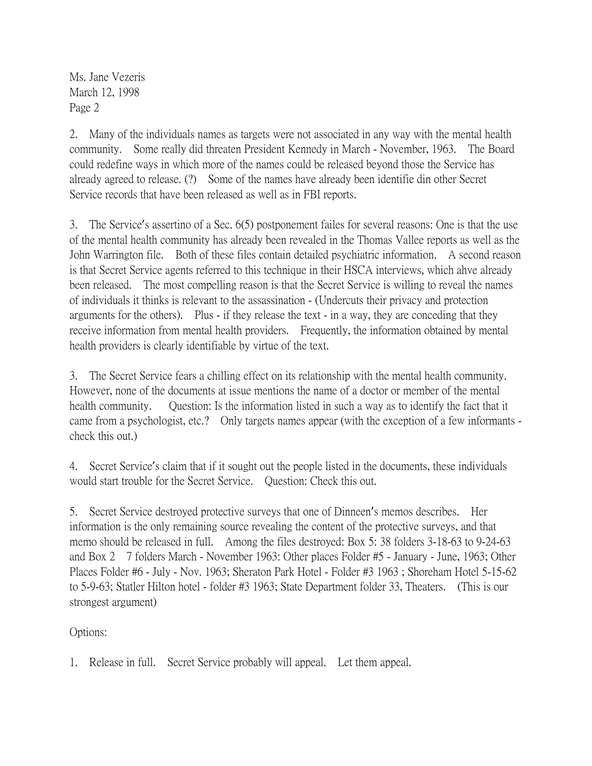Ms. Jane Vezeris
March 12, 1998
Page 2

2. Many of the individuals names as targets were not associated in any way with the mental health community. Some really did threaten President Kennedy in March - November, 1963. The Board could redefine ways in which more of the names could be released beyond those the Service has already agreed to release. (?) Some of the names have already been identifie din other Secret Service records that have been released as well as in FBI reports.

3. The Service's assertino of a Sec. 6(5) postponement failes for several reasons: One is that the use of the mental health community has already been revealed in the Thomas Vallee reports as well as the John Warrington file. Both of these files contain detailed psychiatric information. A second reason is that Secret Service agents referred to this technique in their HSCA interviews, which ahve already been released. The most compelling reason is that the Secret Service is willing to reveal the names of individuals it thinks is relevant to the assassination - (Undercuts their privacy and protection arguments for the others). Plus - if they release the text - in a way, they are conceding that they receive information from mental health providers. Frequently, the information obtained by mental health providers is clearly identifiable by virtue of the text.

3. The Secret Service fears a chilling effect on its relationship with the mental health community. However, none of the documents at issue mentions the name of a doctor or member of the mental health community. Question: Is the information listed in such a way as to identify the fact that it came from a psychologist, etc.? Only targets names appear (with the exception of a few informants - check this out.)

4. Secret Service's claim that if it sought out the people listed in the documents, these individuals would start trouble for the Secret Service. Question: Check this out.

5. Secret Service destroyed protective surveys that one of Dinneen's memos describes. Her information is the only remaining source revealing the content of the protective surveys, and that memo should be released in full. Among the files destroyed: Box 5: 38 folders 3-18-63 to 9-24-63 and Box 2 7 folders March - November 1963: Other places Folder #5 - January - June, 1963; Other Places Folder #6 - July - Nov. 1963; Sheraton Park Hotel - Folder #3 1963 ; Shoreham Hotel 5-15-62 to 5-9-63; Statler Hilton hotel - folder #3 1963; State Department folder 33, Theaters. (This is our strongest argument)

Options:

1. Release in full. Secret Service probably will appeal. Let them appeal.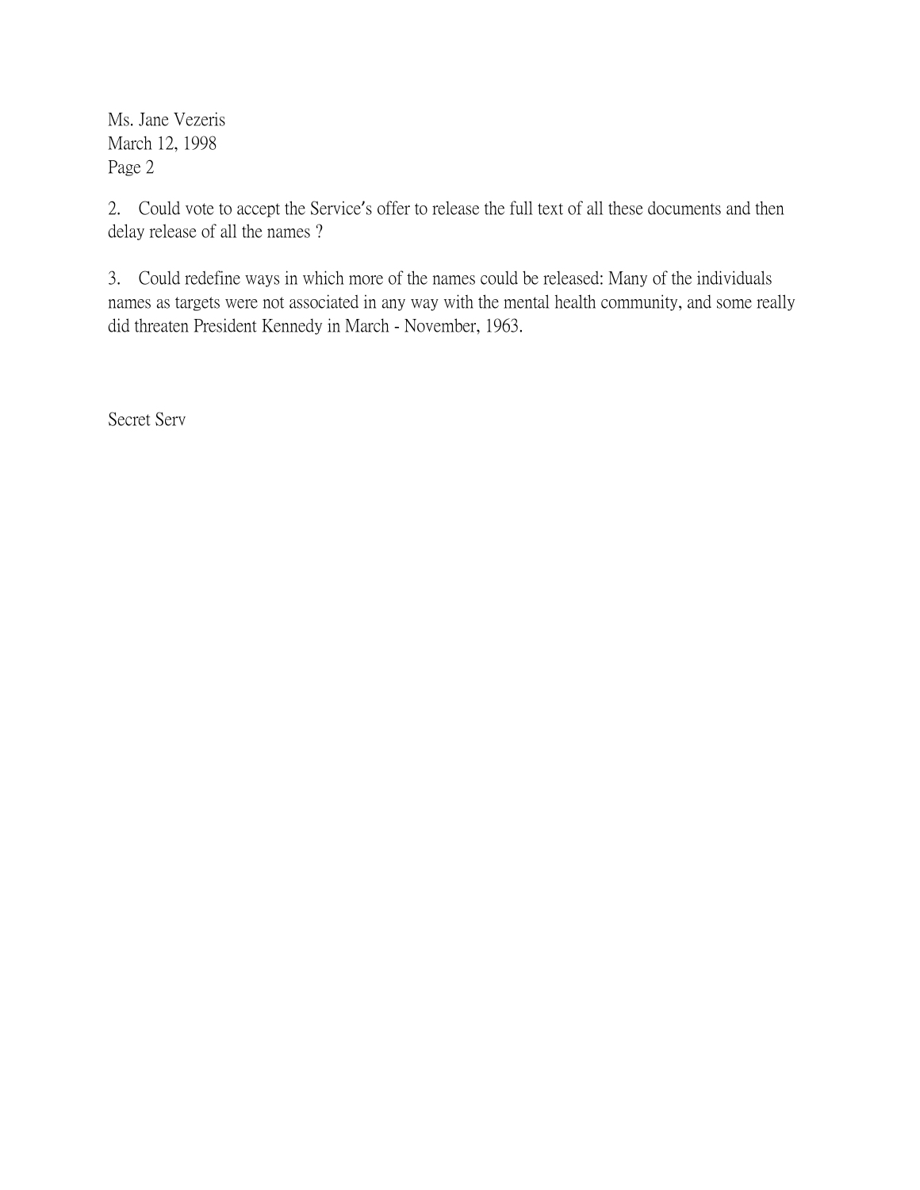2. Could vote to accept the Service's offer to release the full text of all these documents and then delay release of all the names ?

3. Could redefine ways in which more of the names could be released: Many of the individuals names as targets were not associated in any way with the mental health community, and some really did threaten President Kennedy in March - November, 1963.

Secret Serv